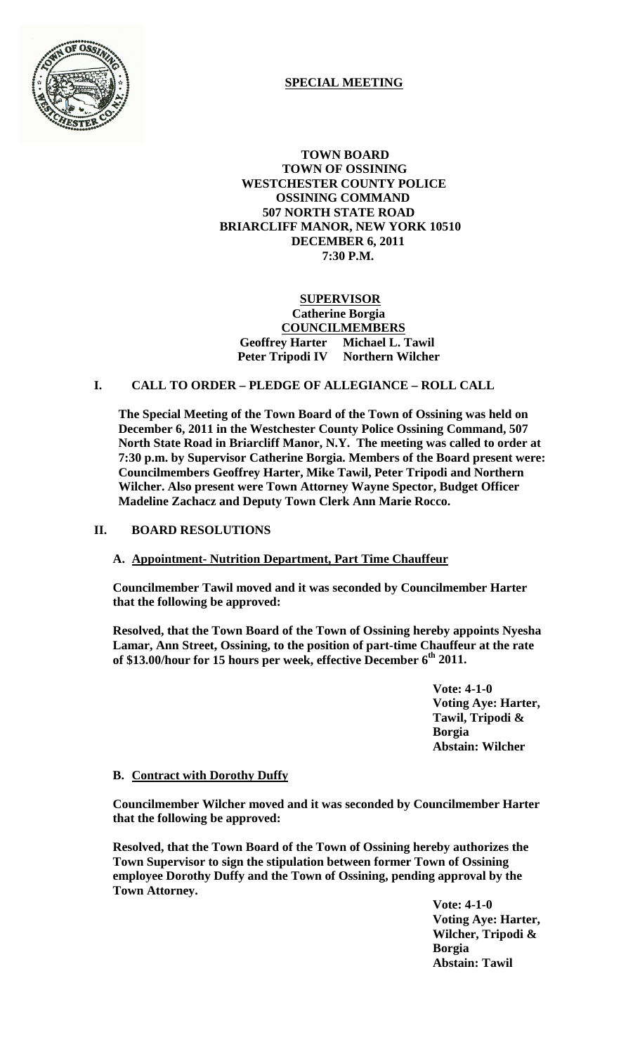# SPECIAL MEETING

**TOWN BOARD**
**TOWN OF OSSINING**
**WESTCHESTER COUNTY POLICE**
**OSSINING COMMAND**
**507 NORTH STATE ROAD**
**BRIARCLIFF MANOR, NEW YORK 10510**
**DECEMBER 6, 2011**
**7:30 P.M.**

**SUPERVISOR**
**Catherine Borgia**
**COUNCILMEMBERS**
**Geoffrey Harter Michael L. Tawil**
**Peter Tripodi IV Northern Wilcher**

## I. CALL TO ORDER – PLEDGE OF ALLEGIANCE – ROLL CALL

**The Special Meeting of the Town Board of the Town of Ossining was held on December 6, 2011 in the Westchester County Police Ossining Command, 507 North State Road in Briarcliff Manor, N.Y. The meeting was called to order at 7:30 p.m. by Supervisor Catherine Borgia. Members of the Board present were: Councilmembers Geoffrey Harter, Mike Tawil, Peter Tripodi and Northern Wilcher. Also present were Town Attorney Wayne Spector, Budget Officer Madeline Zachacz and Deputy Town Clerk Ann Marie Rocco.**

## II. BOARD RESOLUTIONS

### A. Appointment- Nutrition Department, Part Time Chauffeur

**Councilmember Tawil moved and it was seconded by Councilmember Harter that the following be approved:**

**Resolved, that the Town Board of the Town of Ossining hereby appoints Nyesha Lamar, Ann Street, Ossining, to the position of part-time Chauffeur at the rate of $13.00/hour for 15 hours per week, effective December 6th 2011.**

**Vote: 4-1-0**
**Voting Aye: Harter, Tawil, Tripodi & Borgia**
**Abstain: Wilcher**

### B. Contract with Dorothy Duffy

**Councilmember Wilcher moved and it was seconded by Councilmember Harter that the following be approved:**

**Resolved, that the Town Board of the Town of Ossining hereby authorizes the Town Supervisor to sign the stipulation between former Town of Ossining employee Dorothy Duffy and the Town of Ossining, pending approval by the Town Attorney.**

**Vote: 4-1-0**
**Voting Aye: Harter, Wilcher, Tripodi & Borgia**
**Abstain: Tawil**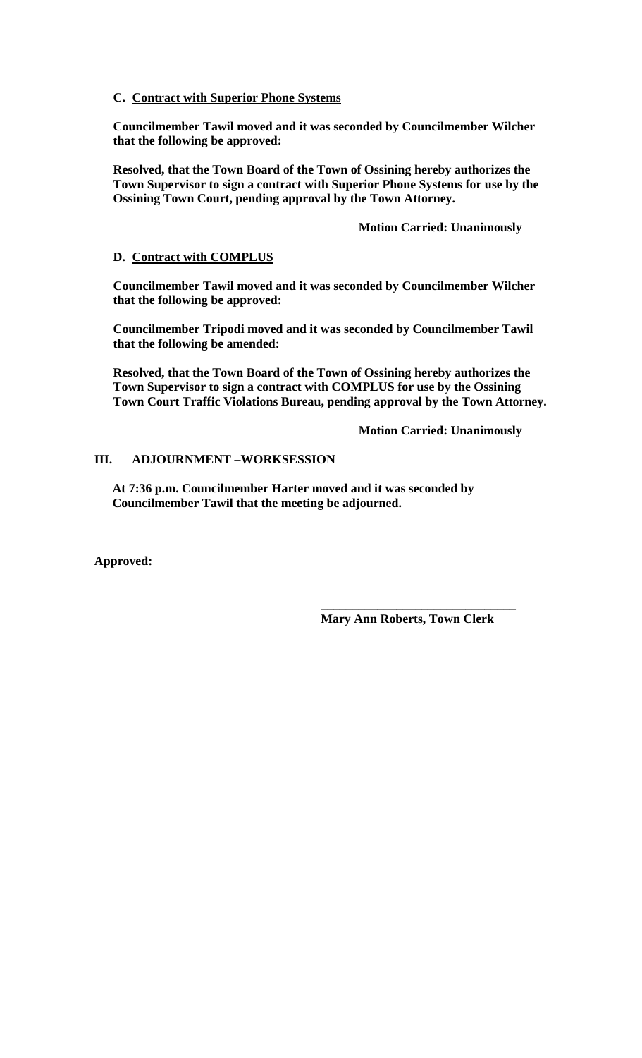**C. Contract with Superior Phone Systems**

**Councilmember Tawil moved and it was seconded by Councilmember Wilcher that the following be approved:**

**Resolved, that the Town Board of the Town of Ossining hereby authorizes the Town Supervisor to sign a contract with Superior Phone Systems for use by the Ossining Town Court, pending approval by the Town Attorney.**

**Motion Carried: Unanimously**

**D. Contract with COMPLUS**

**Councilmember Tawil moved and it was seconded by Councilmember Wilcher that the following be approved:**

**Councilmember Tripodi moved and it was seconded by Councilmember Tawil that the following be amended:**

**Resolved, that the Town Board of the Town of Ossining hereby authorizes the Town Supervisor to sign a contract with COMPLUS for use by the Ossining Town Court Traffic Violations Bureau, pending approval by the Town Attorney.**

**Motion Carried: Unanimously**

## III. ADJOURNMENT –WORKSESSION

**At 7:36 p.m. Councilmember Harter moved and it was seconded by Councilmember Tawil that the meeting be adjourned.**

**Approved:**

**\_\_\_\_\_\_\_\_\_\_\_\_\_\_\_\_\_\_\_\_\_\_\_\_\_\_\_\_\_\_**

**Mary Ann Roberts, Town Clerk**